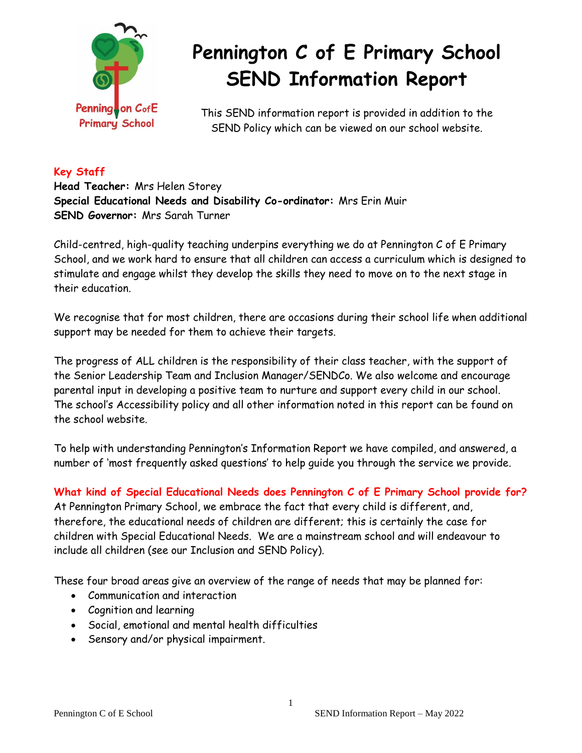# Pennington C of E Primary School
# SEND Information Report

This SEND information report is provided in addition to the SEND Policy which can be viewed on our school website.

**Key Staff**

**Head Teacher:** Mrs Helen Storey
**Special Educational Needs and Disability Co-ordinator:** Mrs Erin Muir
**SEND Governor:** Mrs Sarah Turner

Child-centred, high-quality teaching underpins everything we do at Pennington C of E Primary School, and we work hard to ensure that all children can access a curriculum which is designed to stimulate and engage whilst they develop the skills they need to move on to the next stage in their education.

We recognise that for most children, there are occasions during their school life when additional support may be needed for them to achieve their targets.

The progress of ALL children is the responsibility of their class teacher, with the support of the Senior Leadership Team and Inclusion Manager/SENDCo. We also welcome and encourage parental input in developing a positive team to nurture and support every child in our school. The school's Accessibility policy and all other information noted in this report can be found on the school website.

To help with understanding Pennington's Information Report we have compiled, and answered, a number of 'most frequently asked questions' to help guide you through the service we provide.

**What kind of Special Educational Needs does Pennington C of E Primary School provide for?**

At Pennington Primary School, we embrace the fact that every child is different, and, therefore, the educational needs of children are different; this is certainly the case for children with Special Educational Needs. We are a mainstream school and will endeavour to include all children (see our Inclusion and SEND Policy).

These four broad areas give an overview of the range of needs that may be planned for:

- Communication and interaction
- Cognition and learning
- Social, emotional and mental health difficulties
- Sensory and/or physical impairment.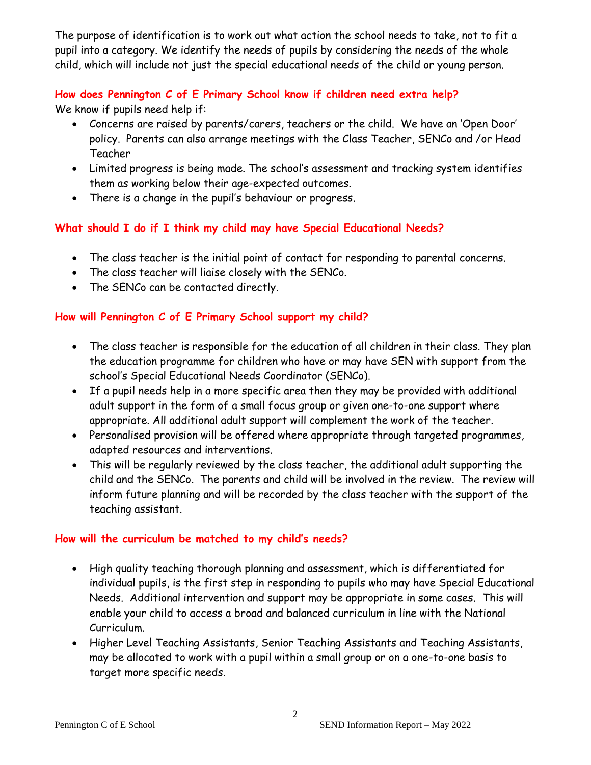The purpose of identification is to work out what action the school needs to take, not to fit a pupil into a category. We identify the needs of pupils by considering the needs of the whole child, which will include not just the special educational needs of the child or young person.

### How does Pennington C of E Primary School know if children need extra help?

We know if pupils need help if:

- Concerns are raised by parents/carers, teachers or the child. We have an 'Open Door' policy. Parents can also arrange meetings with the Class Teacher, SENCo and /or Head Teacher
- Limited progress is being made. The school's assessment and tracking system identifies them as working below their age-expected outcomes.
- There is a change in the pupil's behaviour or progress.

### What should I do if I think my child may have Special Educational Needs?

- The class teacher is the initial point of contact for responding to parental concerns.
- The class teacher will liaise closely with the SENCo.
- The SENCo can be contacted directly.

### How will Pennington C of E Primary School support my child?

- The class teacher is responsible for the education of all children in their class. They plan the education programme for children who have or may have SEN with support from the school's Special Educational Needs Coordinator (SENCo).
- If a pupil needs help in a more specific area then they may be provided with additional adult support in the form of a small focus group or given one-to-one support where appropriate. All additional adult support will complement the work of the teacher.
- Personalised provision will be offered where appropriate through targeted programmes, adapted resources and interventions.
- This will be regularly reviewed by the class teacher, the additional adult supporting the child and the SENCo. The parents and child will be involved in the review. The review will inform future planning and will be recorded by the class teacher with the support of the teaching assistant.

### How will the curriculum be matched to my child's needs?

- High quality teaching thorough planning and assessment, which is differentiated for individual pupils, is the first step in responding to pupils who may have Special Educational Needs. Additional intervention and support may be appropriate in some cases. This will enable your child to access a broad and balanced curriculum in line with the National Curriculum.
- Higher Level Teaching Assistants, Senior Teaching Assistants and Teaching Assistants, may be allocated to work with a pupil within a small group or on a one-to-one basis to target more specific needs.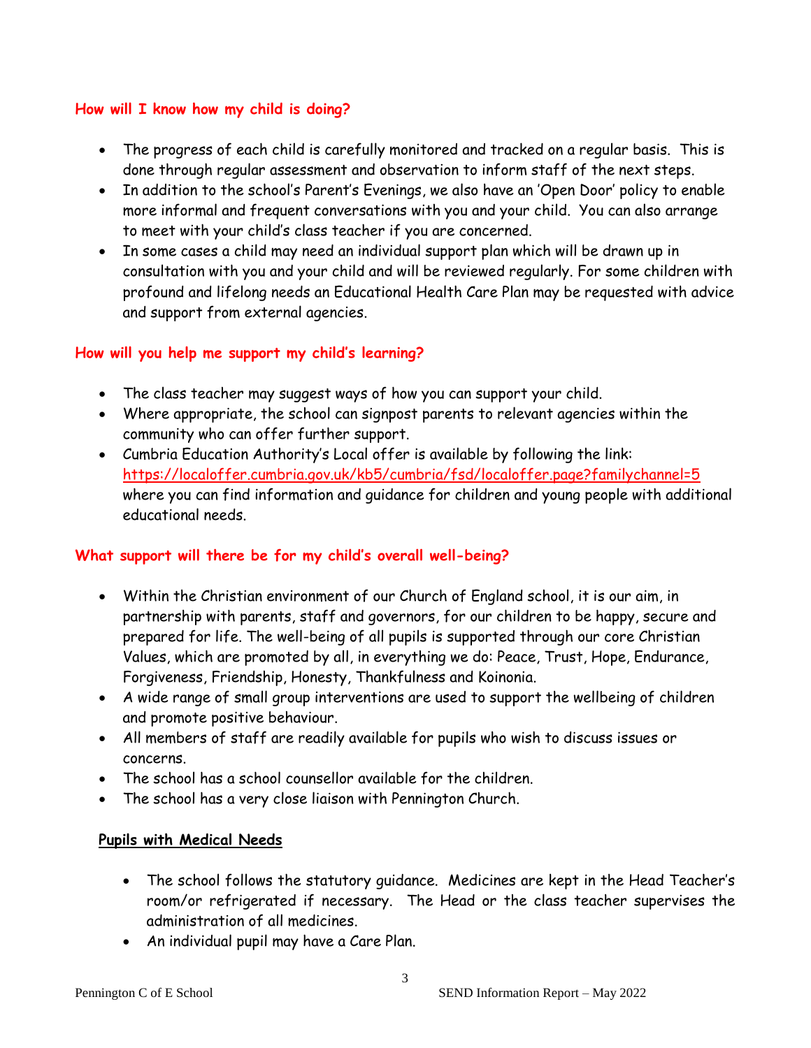## How will I know how my child is doing?

- The progress of each child is carefully monitored and tracked on a regular basis. This is done through regular assessment and observation to inform staff of the next steps.
- In addition to the school's Parent's Evenings, we also have an 'Open Door' policy to enable more informal and frequent conversations with you and your child. You can also arrange to meet with your child's class teacher if you are concerned.
- In some cases a child may need an individual support plan which will be drawn up in consultation with you and your child and will be reviewed regularly. For some children with profound and lifelong needs an Educational Health Care Plan may be requested with advice and support from external agencies.

## How will you help me support my child's learning?

- The class teacher may suggest ways of how you can support your child.
- Where appropriate, the school can signpost parents to relevant agencies within the community who can offer further support.
- Cumbria Education Authority's Local offer is available by following the link: https://localoffer.cumbria.gov.uk/kb5/cumbria/fsd/localoffer.page?familychannel=5 where you can find information and guidance for children and young people with additional educational needs.

## What support will there be for my child's overall well-being?

- Within the Christian environment of our Church of England school, it is our aim, in partnership with parents, staff and governors, for our children to be happy, secure and prepared for life. The well-being of all pupils is supported through our core Christian Values, which are promoted by all, in everything we do: Peace, Trust, Hope, Endurance, Forgiveness, Friendship, Honesty, Thankfulness and Koinonia.
- A wide range of small group interventions are used to support the wellbeing of children and promote positive behaviour.
- All members of staff are readily available for pupils who wish to discuss issues or concerns.
- The school has a school counsellor available for the children.
- The school has a very close liaison with Pennington Church.

### Pupils with Medical Needs

- The school follows the statutory guidance. Medicines are kept in the Head Teacher's room/or refrigerated if necessary. The Head or the class teacher supervises the administration of all medicines.
- An individual pupil may have a Care Plan.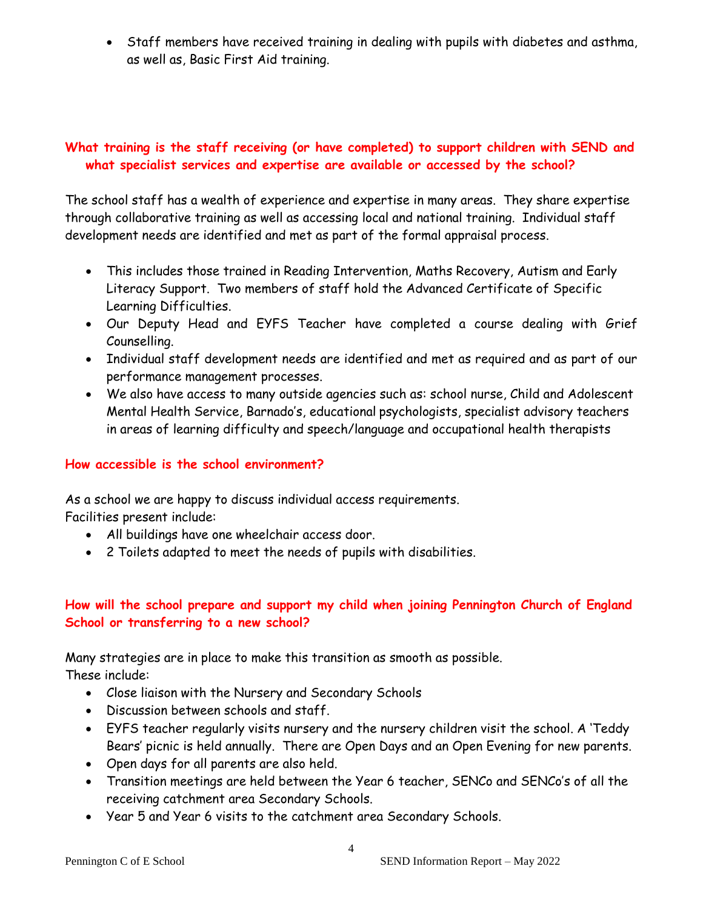- Staff members have received training in dealing with pupils with diabetes and asthma, as well as, Basic First Aid training.

**What training is the staff receiving (or have completed) to support children with SEND and what specialist services and expertise are available or accessed by the school?**

The school staff has a wealth of experience and expertise in many areas. They share expertise through collaborative training as well as accessing local and national training. Individual staff development needs are identified and met as part of the formal appraisal process.

- This includes those trained in Reading Intervention, Maths Recovery, Autism and Early Literacy Support. Two members of staff hold the Advanced Certificate of Specific Learning Difficulties.
- Our Deputy Head and EYFS Teacher have completed a course dealing with Grief Counselling.
- Individual staff development needs are identified and met as required and as part of our performance management processes.
- We also have access to many outside agencies such as: school nurse, Child and Adolescent Mental Health Service, Barnado's, educational psychologists, specialist advisory teachers in areas of learning difficulty and speech/language and occupational health therapists

**How accessible is the school environment?**

As a school we are happy to discuss individual access requirements.
Facilities present include:

- All buildings have one wheelchair access door.
- 2 Toilets adapted to meet the needs of pupils with disabilities.

**How will the school prepare and support my child when joining Pennington Church of England School or transferring to a new school?**

Many strategies are in place to make this transition as smooth as possible.
These include:

- Close liaison with the Nursery and Secondary Schools
- Discussion between schools and staff.
- EYFS teacher regularly visits nursery and the nursery children visit the school. A 'Teddy Bears' picnic is held annually. There are Open Days and an Open Evening for new parents.
- Open days for all parents are also held.
- Transition meetings are held between the Year 6 teacher, SENCo and SENCo's of all the receiving catchment area Secondary Schools.
- Year 5 and Year 6 visits to the catchment area Secondary Schools.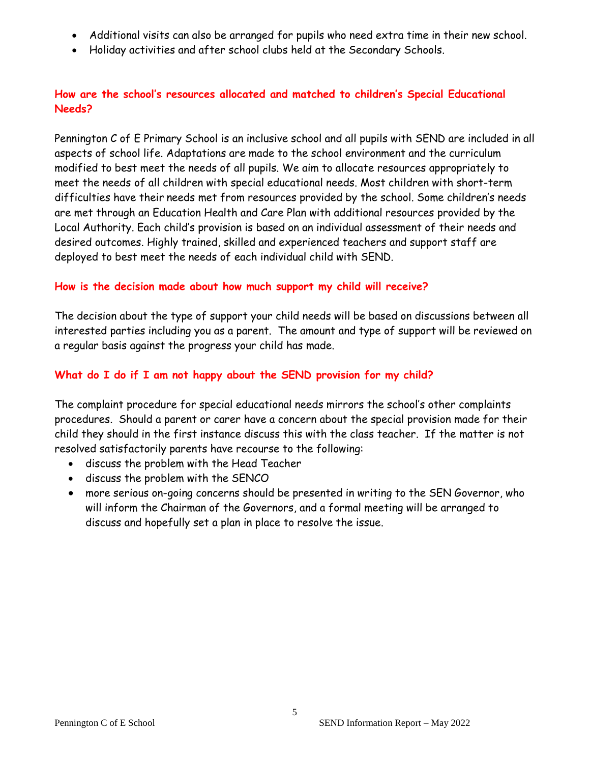- Additional visits can also be arranged for pupils who need extra time in their new school.
- Holiday activities and after school clubs held at the Secondary Schools.

## How are the school's resources allocated and matched to children's Special Educational Needs?

Pennington C of E Primary School is an inclusive school and all pupils with SEND are included in all aspects of school life. Adaptations are made to the school environment and the curriculum modified to best meet the needs of all pupils. We aim to allocate resources appropriately to meet the needs of all children with special educational needs. Most children with short-term difficulties have their needs met from resources provided by the school. Some children's needs are met through an Education Health and Care Plan with additional resources provided by the Local Authority. Each child's provision is based on an individual assessment of their needs and desired outcomes. Highly trained, skilled and experienced teachers and support staff are deployed to best meet the needs of each individual child with SEND.

## How is the decision made about how much support my child will receive?

The decision about the type of support your child needs will be based on discussions between all interested parties including you as a parent. The amount and type of support will be reviewed on a regular basis against the progress your child has made.

## What do I do if I am not happy about the SEND provision for my child?

The complaint procedure for special educational needs mirrors the school's other complaints procedures. Should a parent or carer have a concern about the special provision made for their child they should in the first instance discuss this with the class teacher. If the matter is not resolved satisfactorily parents have recourse to the following:

- discuss the problem with the Head Teacher
- discuss the problem with the SENCO
- more serious on-going concerns should be presented in writing to the SEN Governor, who will inform the Chairman of the Governors, and a formal meeting will be arranged to discuss and hopefully set a plan in place to resolve the issue.